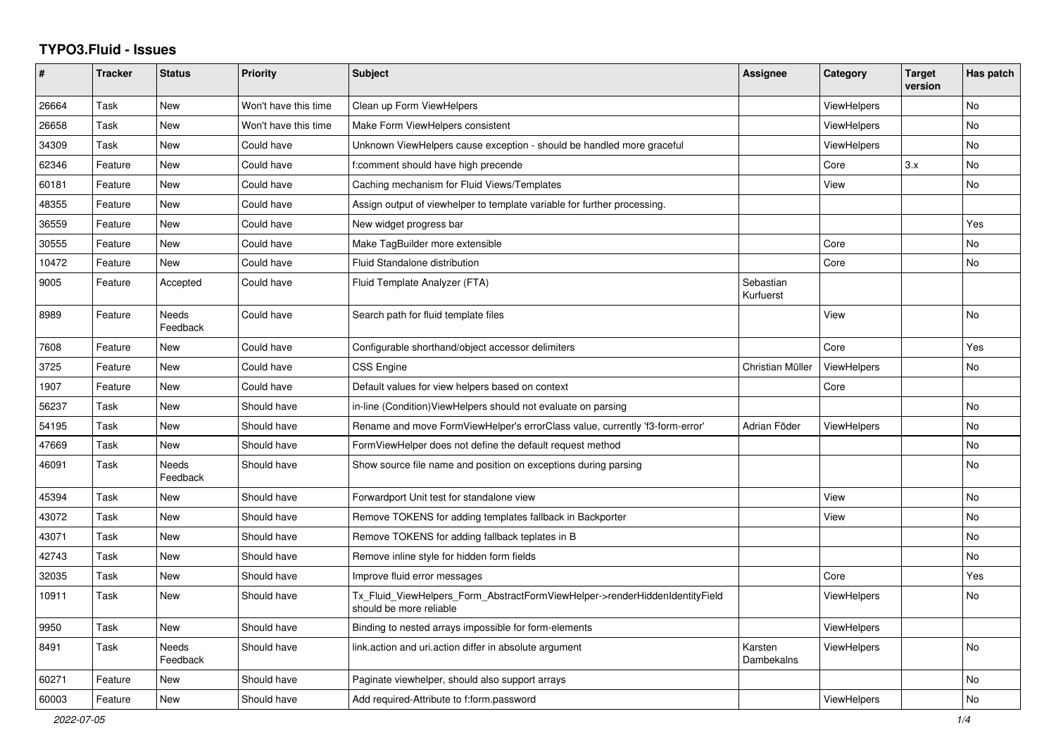# TYPO3.Fluid - Issues

| # | Tracker | Status | Priority | Subject | Assignee | Category | Target version | Has patch |
|---|---|---|---|---|---|---|---|---|
| 26664 | Task | New | Won't have this time | Clean up Form ViewHelpers | | ViewHelpers | | No |
| 26658 | Task | New | Won't have this time | Make Form ViewHelpers consistent | | ViewHelpers | | No |
| 34309 | Task | New | Could have | Unknown ViewHelpers cause exception - should be handled more graceful | | ViewHelpers | | No |
| 62346 | Feature | New | Could have | f:comment should have high precende | | Core | 3.x | No |
| 60181 | Feature | New | Could have | Caching mechanism for Fluid Views/Templates | | View | | No |
| 48355 | Feature | New | Could have | Assign output of viewhelper to template variable for further processing. | | | | |
| 36559 | Feature | New | Could have | New widget progress bar | | | | Yes |
| 30555 | Feature | New | Could have | Make TagBuilder more extensible | | Core | | No |
| 10472 | Feature | New | Could have | Fluid Standalone distribution | | Core | | No |
| 9005 | Feature | Accepted | Could have | Fluid Template Analyzer (FTA) | Sebastian Kurfuerst | | | |
| 8989 | Feature | Needs Feedback | Could have | Search path for fluid template files | | View | | No |
| 7608 | Feature | New | Could have | Configurable shorthand/object accessor delimiters | | Core | | Yes |
| 3725 | Feature | New | Could have | CSS Engine | Christian Müller | ViewHelpers | | No |
| 1907 | Feature | New | Could have | Default values for view helpers based on context | | Core | | |
| 56237 | Task | New | Should have | in-line (Condition)ViewHelpers should not evaluate on parsing | | | | No |
| 54195 | Task | New | Should have | Rename and move FormViewHelper's errorClass value, currently 'f3-form-error' | Adrian Föder | ViewHelpers | | No |
| 47669 | Task | New | Should have | FormViewHelper does not define the default request method | | | | No |
| 46091 | Task | Needs Feedback | Should have | Show source file name and position on exceptions during parsing | | | | No |
| 45394 | Task | New | Should have | Forwardport Unit test for standalone view | | View | | No |
| 43072 | Task | New | Should have | Remove TOKENS for adding templates fallback in Backporter | | View | | No |
| 43071 | Task | New | Should have | Remove TOKENS for adding fallback teplates in B | | | | No |
| 42743 | Task | New | Should have | Remove inline style for hidden form fields | | | | No |
| 32035 | Task | New | Should have | Improve fluid error messages | | Core | | Yes |
| 10911 | Task | New | Should have | Tx_Fluid_ViewHelpers_Form_AbstractFormViewHelper->renderHiddenIdentityField should be more reliable | | ViewHelpers | | No |
| 9950 | Task | New | Should have | Binding to nested arrays impossible for form-elements | | ViewHelpers | | |
| 8491 | Task | Needs Feedback | Should have | link.action and uri.action differ in absolute argument | Karsten Dambekalns | ViewHelpers | | No |
| 60271 | Feature | New | Should have | Paginate viewhelper, should also support arrays | | | | No |
| 60003 | Feature | New | Should have | Add required-Attribute to f:form.password | | ViewHelpers | | No |

2022-07-05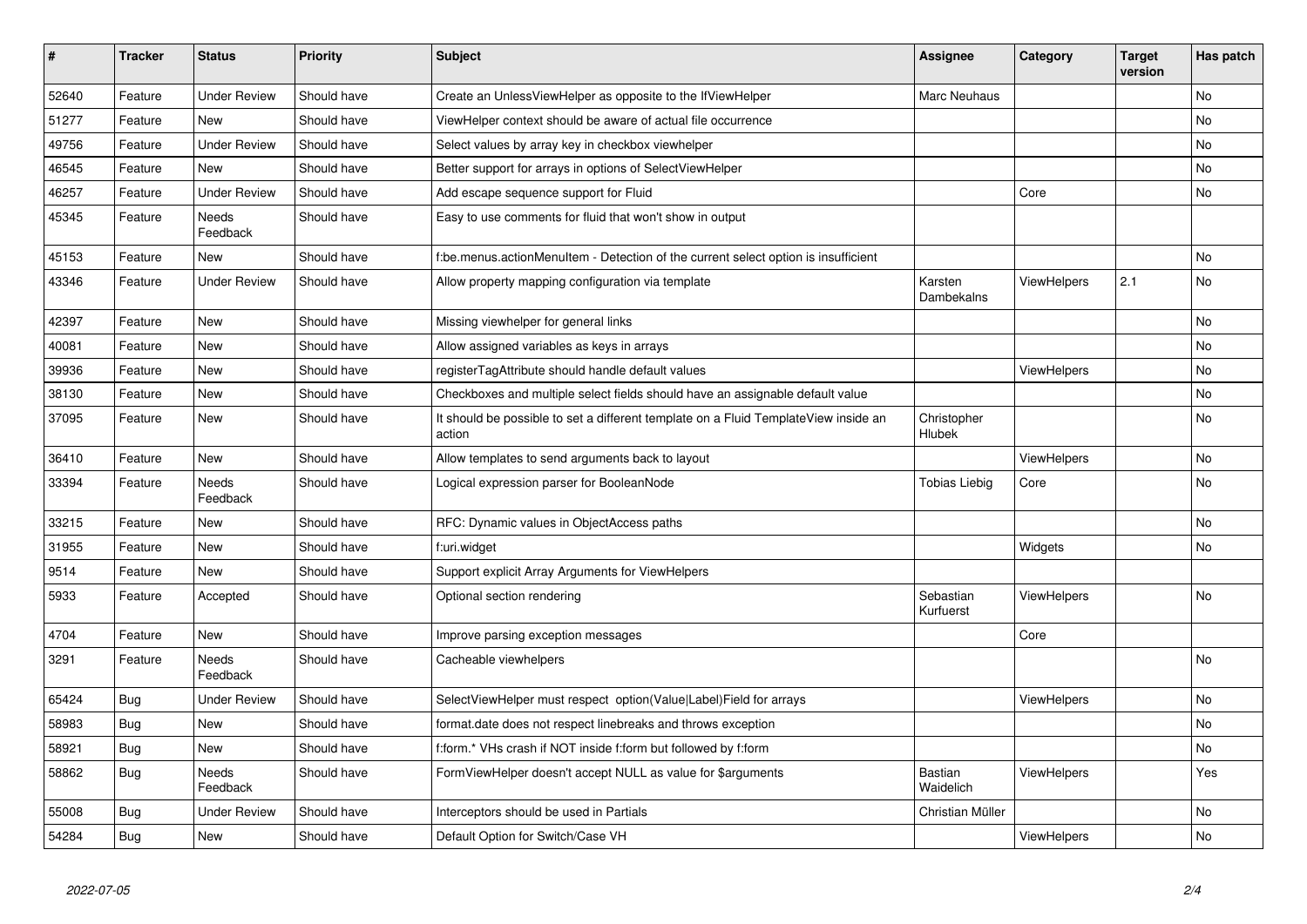| # | Tracker | Status | Priority | Subject | Assignee | Category | Target version | Has patch |
|---|---|---|---|---|---|---|---|---|
| 52640 | Feature | Under Review | Should have | Create an UnlessViewHelper as opposite to the IfViewHelper | Marc Neuhaus | | | No |
| 51277 | Feature | New | Should have | ViewHelper context should be aware of actual file occurrence | | | | No |
| 49756 | Feature | Under Review | Should have | Select values by array key in checkbox viewhelper | | | | No |
| 46545 | Feature | New | Should have | Better support for arrays in options of SelectViewHelper | | | | No |
| 46257 | Feature | Under Review | Should have | Add escape sequence support for Fluid | | Core | | No |
| 45345 | Feature | Needs Feedback | Should have | Easy to use comments for fluid that won't show in output | | | | |
| 45153 | Feature | New | Should have | f:be.menus.actionMenuItem - Detection of the current select option is insufficient | | | | No |
| 43346 | Feature | Under Review | Should have | Allow property mapping configuration via template | Karsten Dambekalns | ViewHelpers | 2.1 | No |
| 42397 | Feature | New | Should have | Missing viewhelper for general links | | | | No |
| 40081 | Feature | New | Should have | Allow assigned variables as keys in arrays | | | | No |
| 39936 | Feature | New | Should have | registerTagAttribute should handle default values | | ViewHelpers | | No |
| 38130 | Feature | New | Should have | Checkboxes and multiple select fields should have an assignable default value | | | | No |
| 37095 | Feature | New | Should have | It should be possible to set a different template on a Fluid TemplateView inside an action | Christopher Hlubek | | | No |
| 36410 | Feature | New | Should have | Allow templates to send arguments back to layout | | ViewHelpers | | No |
| 33394 | Feature | Needs Feedback | Should have | Logical expression parser for BooleanNode | Tobias Liebig | Core | | No |
| 33215 | Feature | New | Should have | RFC: Dynamic values in ObjectAccess paths | | | | No |
| 31955 | Feature | New | Should have | f:uri.widget | | Widgets | | No |
| 9514 | Feature | New | Should have | Support explicit Array Arguments for ViewHelpers | | | | |
| 5933 | Feature | Accepted | Should have | Optional section rendering | Sebastian Kurfuerst | ViewHelpers | | No |
| 4704 | Feature | New | Should have | Improve parsing exception messages | | Core | | |
| 3291 | Feature | Needs Feedback | Should have | Cacheable viewhelpers | | | | No |
| 65424 | Bug | Under Review | Should have | SelectViewHelper must respect option(Value\|Label)Field for arrays | | ViewHelpers | | No |
| 58983 | Bug | New | Should have | format.date does not respect linebreaks and throws exception | | | | No |
| 58921 | Bug | New | Should have | f:form.* VHs crash if NOT inside f:form but followed by f:form | | | | No |
| 58862 | Bug | Needs Feedback | Should have | FormViewHelper doesn't accept NULL as value for $arguments | Bastian Waidelich | ViewHelpers | | Yes |
| 55008 | Bug | Under Review | Should have | Interceptors should be used in Partials | Christian Müller | | | No |
| 54284 | Bug | New | Should have | Default Option for Switch/Case VH | | ViewHelpers | | No |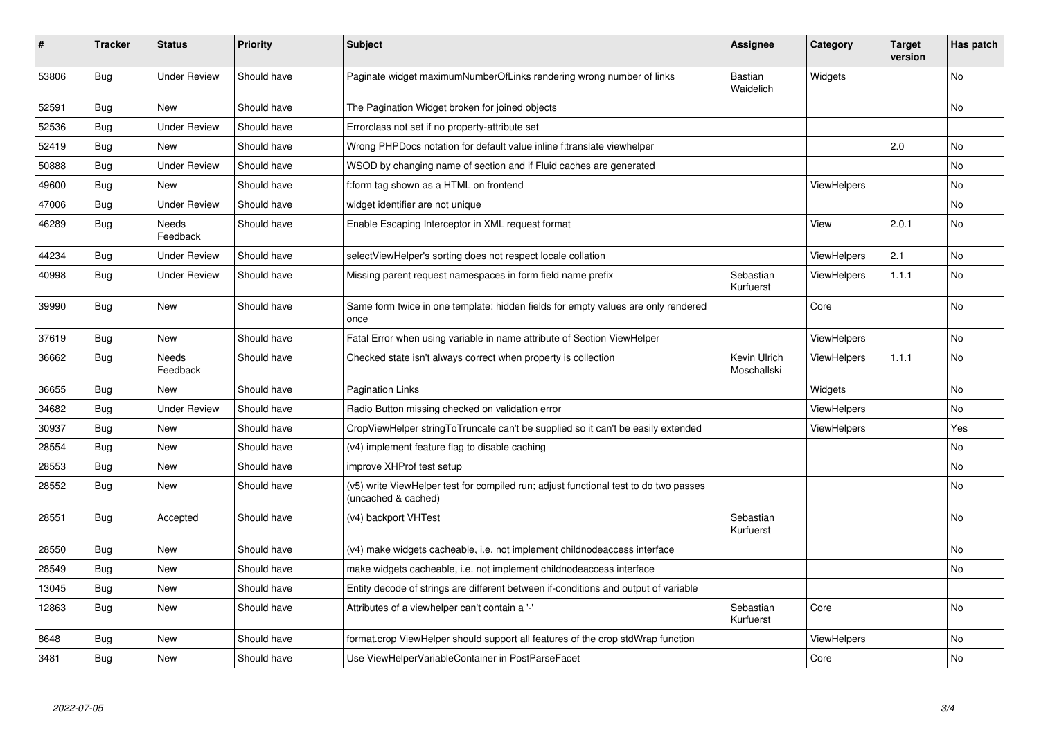| # | Tracker | Status | Priority | Subject | Assignee | Category | Target version | Has patch |
|---|---|---|---|---|---|---|---|---|
| 53806 | Bug | Under Review | Should have | Paginate widget maximumNumberOfLinks rendering wrong number of links | Bastian Waidelich | Widgets | | No |
| 52591 | Bug | New | Should have | The Pagination Widget broken for joined objects | | | | No |
| 52536 | Bug | Under Review | Should have | Errorclass not set if no property-attribute set | | | | |
| 52419 | Bug | New | Should have | Wrong PHPDocs notation for default value inline f:translate viewhelper | | | 2.0 | No |
| 50888 | Bug | Under Review | Should have | WSOD by changing name of section and if Fluid caches are generated | | | | No |
| 49600 | Bug | New | Should have | f:form tag shown as a HTML on frontend | | ViewHelpers | | No |
| 47006 | Bug | Under Review | Should have | widget identifier are not unique | | | | No |
| 46289 | Bug | Needs Feedback | Should have | Enable Escaping Interceptor in XML request format | | View | 2.0.1 | No |
| 44234 | Bug | Under Review | Should have | selectViewHelper's sorting does not respect locale collation | | ViewHelpers | 2.1 | No |
| 40998 | Bug | Under Review | Should have | Missing parent request namespaces in form field name prefix | Sebastian Kurfuerst | ViewHelpers | 1.1.1 | No |
| 39990 | Bug | New | Should have | Same form twice in one template: hidden fields for empty values are only rendered once | | Core | | No |
| 37619 | Bug | New | Should have | Fatal Error when using variable in name attribute of Section ViewHelper | | ViewHelpers | | No |
| 36662 | Bug | Needs Feedback | Should have | Checked state isn't always correct when property is collection | Kevin Ulrich Moschallski | ViewHelpers | 1.1.1 | No |
| 36655 | Bug | New | Should have | Pagination Links | | Widgets | | No |
| 34682 | Bug | Under Review | Should have | Radio Button missing checked on validation error | | ViewHelpers | | No |
| 30937 | Bug | New | Should have | CropViewHelper stringToTruncate can't be supplied so it can't be easily extended | | ViewHelpers | | Yes |
| 28554 | Bug | New | Should have | (v4) implement feature flag to disable caching | | | | No |
| 28553 | Bug | New | Should have | improve XHProf test setup | | | | No |
| 28552 | Bug | New | Should have | (v5) write ViewHelper test for compiled run; adjust functional test to do two passes (uncached & cached) | | | | No |
| 28551 | Bug | Accepted | Should have | (v4) backport VHTest | Sebastian Kurfuerst | | | No |
| 28550 | Bug | New | Should have | (v4) make widgets cacheable, i.e. not implement childnodeaccess interface | | | | No |
| 28549 | Bug | New | Should have | make widgets cacheable, i.e. not implement childnodeaccess interface | | | | No |
| 13045 | Bug | New | Should have | Entity decode of strings are different between if-conditions and output of variable | | | | |
| 12863 | Bug | New | Should have | Attributes of a viewhelper can't contain a '-' | Sebastian Kurfuerst | Core | | No |
| 8648 | Bug | New | Should have | format.crop ViewHelper should support all features of the crop stdWrap function | | ViewHelpers | | No |
| 3481 | Bug | New | Should have | Use ViewHelperVariableContainer in PostParseFacet | | Core | | No |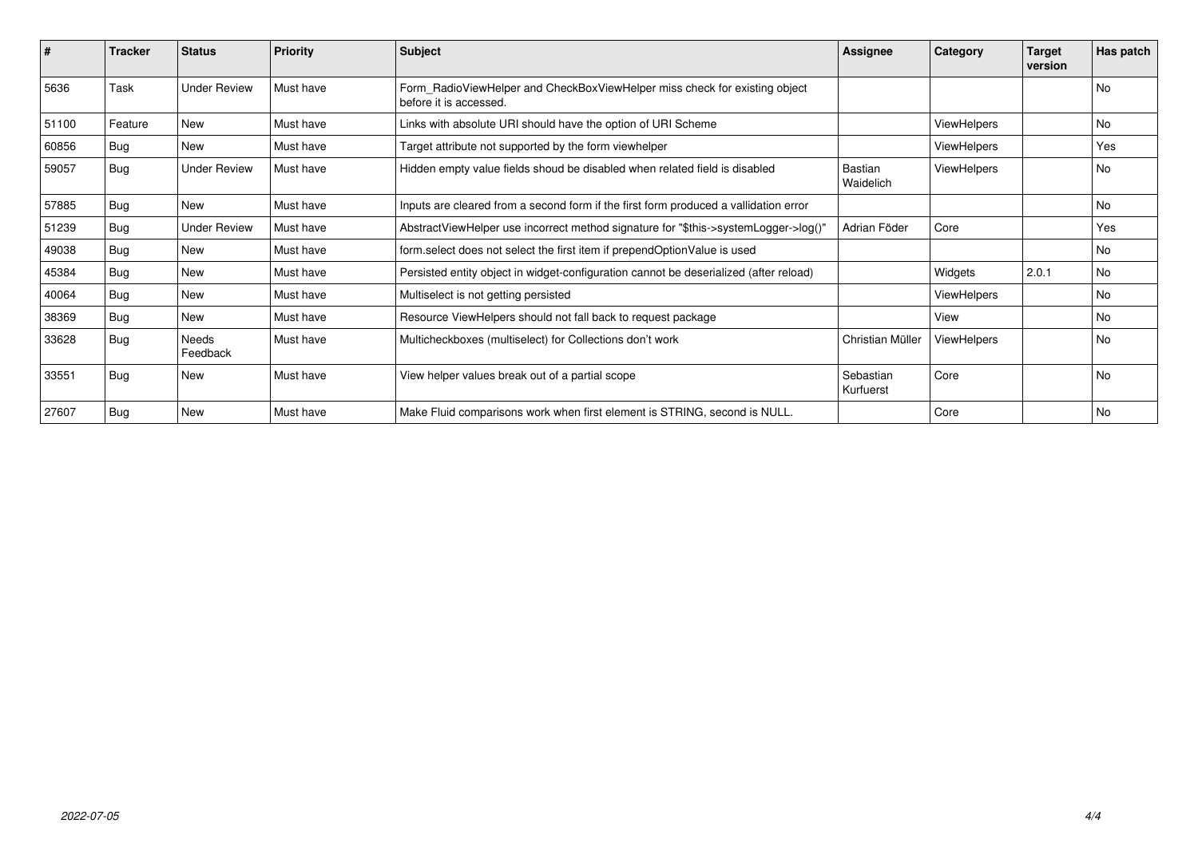| # | Tracker | Status | Priority | Subject | Assignee | Category | Target version | Has patch |
|---|---|---|---|---|---|---|---|---|
| 5636 | Task | Under Review | Must have | Form_RadioViewHelper and CheckBoxViewHelper miss check for existing object before it is accessed. | | | | No |
| 51100 | Feature | New | Must have | Links with absolute URI should have the option of URI Scheme | | ViewHelpers | | No |
| 60856 | Bug | New | Must have | Target attribute not supported by the form viewhelper | | ViewHelpers | | Yes |
| 59057 | Bug | Under Review | Must have | Hidden empty value fields shoud be disabled when related field is disabled | Bastian Waidelich | ViewHelpers | | No |
| 57885 | Bug | New | Must have | Inputs are cleared from a second form if the first form produced a vallidation error | | | | No |
| 51239 | Bug | Under Review | Must have | AbstractViewHelper use incorrect method signature for "$this->systemLogger->log()" | Adrian Föder | Core | | Yes |
| 49038 | Bug | New | Must have | form.select does not select the first item if prependOptionValue is used | | | | No |
| 45384 | Bug | New | Must have | Persisted entity object in widget-configuration cannot be deserialized (after reload) | | Widgets | 2.0.1 | No |
| 40064 | Bug | New | Must have | Multiselect is not getting persisted | | ViewHelpers | | No |
| 38369 | Bug | New | Must have | Resource ViewHelpers should not fall back to request package | | View | | No |
| 33628 | Bug | Needs Feedback | Must have | Multicheckboxes (multiselect) for Collections don't work | Christian Müller | ViewHelpers | | No |
| 33551 | Bug | New | Must have | View helper values break out of a partial scope | Sebastian Kurfuerst | Core | | No |
| 27607 | Bug | New | Must have | Make Fluid comparisons work when first element is STRING, second is NULL. | | Core | | No |